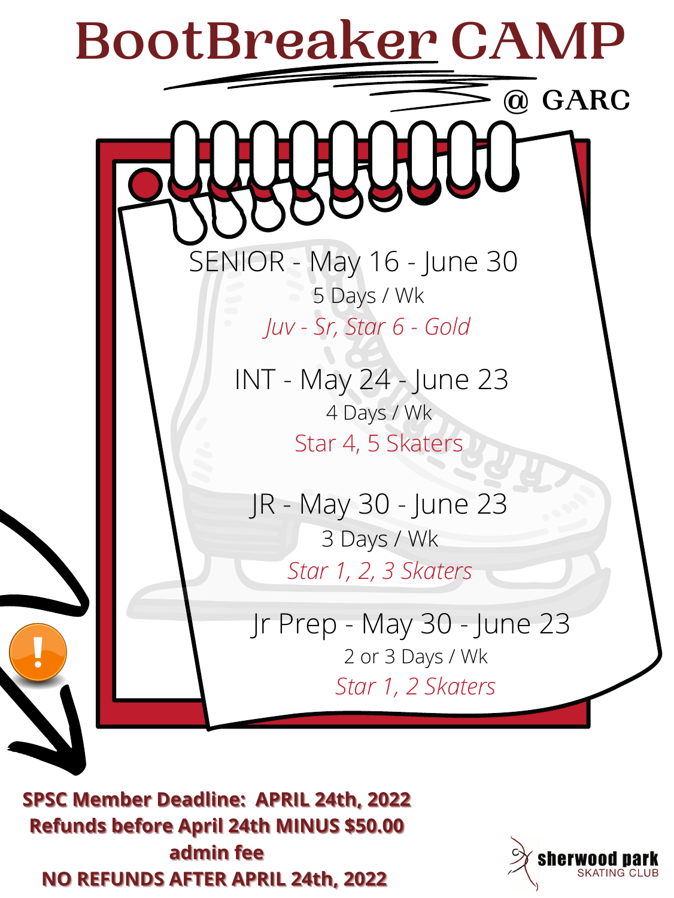# BootBreaker CAMP

@ GARC

SENIOR - May 16 - June 30

5 Days / Wk

*Juv - Sr, Star 6 - Gold*

INT - May 24 - June 23

4 Days / Wk

Star 4, 5 Skaters

JR - May 30 - June 23

3 Days / Wk

*Star 1, 2, 3 Skaters*

Jr Prep - May 30 - June 23

2 or 3 Days / Wk

*Star 1, 2 Skaters*

**SPSC Member Deadline: APRIL 24th, 2022**
**Refunds before April 24th MINUS $50.00 admin fee**
**NO REFUNDS AFTER APRIL 24th, 2022**

sherwood park SKATING CLUB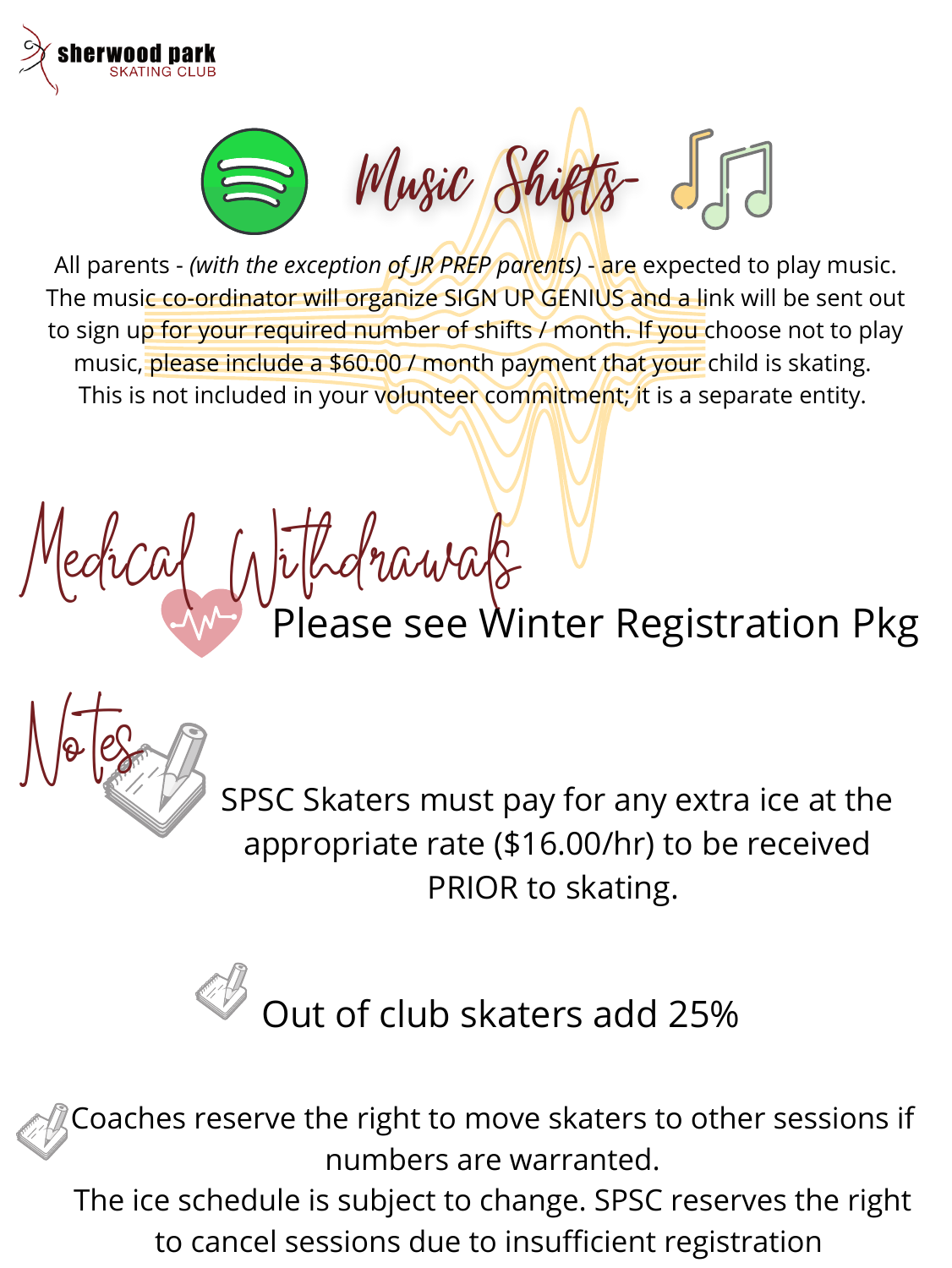**sherwood park**
SKATING CLUB

# Music Shifts

All parents - *(with the exception of JR PREP parents)* - are expected to play music. The music co-ordinator will organize SIGN UP GENIUS and a link will be sent out to sign up for your required number of shifts / month. If you choose not to play music, please include a $60.00 / month payment that your child is skating. This is not included in your volunteer commitment; it is a separate entity.

# Medical Withdrawals

Please see Winter Registration Pkg

# Notes

SPSC Skaters must pay for any extra ice at the appropriate rate ($16.00/hr) to be received PRIOR to skating.

Out of club skaters add 25%

Coaches reserve the right to move skaters to other sessions if numbers are warranted.

The ice schedule is subject to change. SPSC reserves the right to cancel sessions due to insufficient registration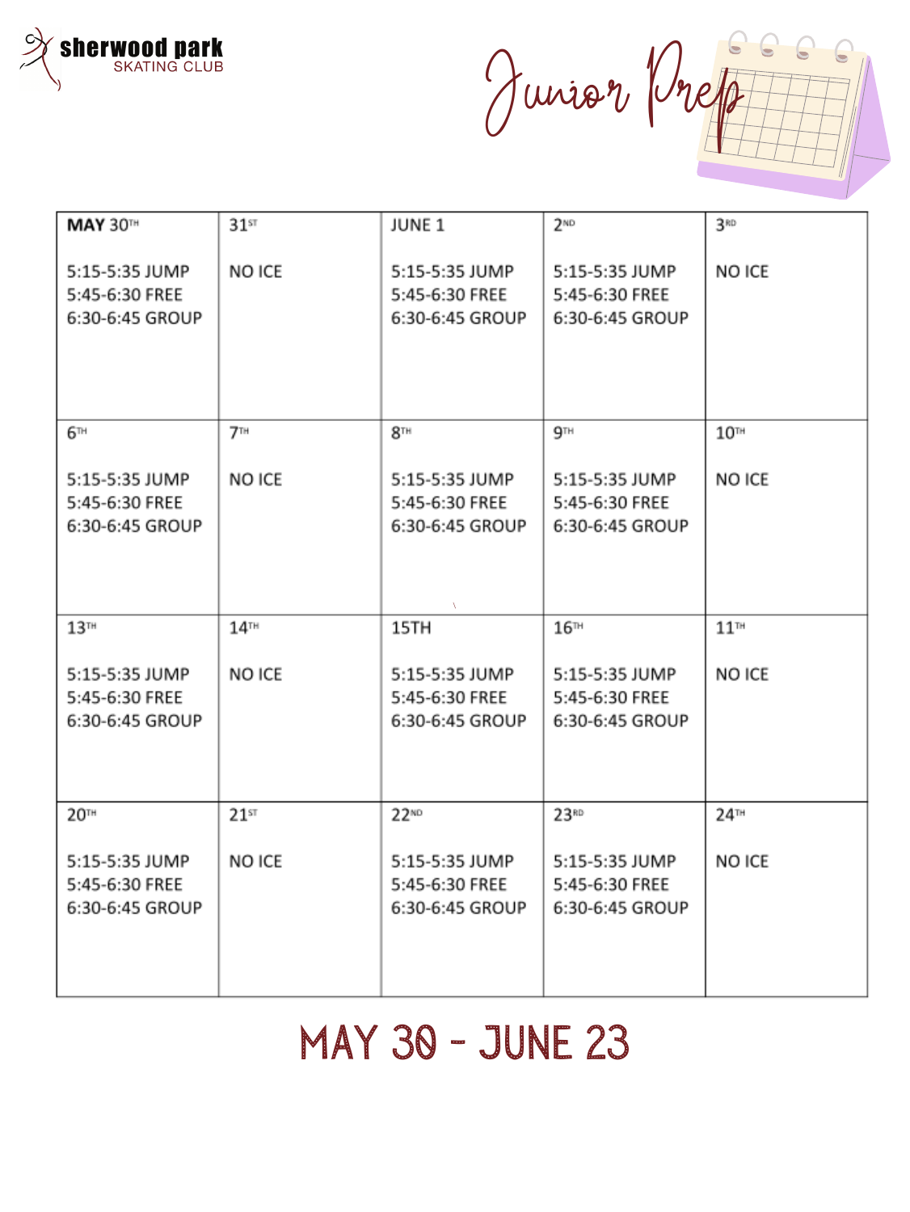sherwood park
SKATING CLUB

# Junior Prep

| MAY 30TH | 31ST | JUNE 1 | 2ND | 3RD |
|---|---|---|---|---|
| 5:15-5:35 JUMP<br>5:45-6:30 FREE<br>6:30-6:45 GROUP | NO ICE | 5:15-5:35 JUMP<br>5:45-6:30 FREE<br>6:30-6:45 GROUP | 5:15-5:35 JUMP<br>5:45-6:30 FREE<br>6:30-6:45 GROUP | NO ICE |
| 6TH | 7TH | 8TH | 9TH | 10TH |
| 5:15-5:35 JUMP<br>5:45-6:30 FREE<br>6:30-6:45 GROUP | NO ICE | 5:15-5:35 JUMP<br>5:45-6:30 FREE<br>6:30-6:45 GROUP | 5:15-5:35 JUMP<br>5:45-6:30 FREE<br>6:30-6:45 GROUP | NO ICE |
| 13TH | 14TH | 15TH | 16TH | 11TH |
| 5:15-5:35 JUMP<br>5:45-6:30 FREE<br>6:30-6:45 GROUP | NO ICE | 5:15-5:35 JUMP<br>5:45-6:30 FREE<br>6:30-6:45 GROUP | 5:15-5:35 JUMP<br>5:45-6:30 FREE<br>6:30-6:45 GROUP | NO ICE |
| 20TH | 21ST | 22ND | 23RD | 24TH |
| 5:15-5:35 JUMP<br>5:45-6:30 FREE<br>6:30-6:45 GROUP | NO ICE | 5:15-5:35 JUMP<br>5:45-6:30 FREE<br>6:30-6:45 GROUP | 5:15-5:35 JUMP<br>5:45-6:30 FREE<br>6:30-6:45 GROUP | NO ICE |

## MAY 30 - JUNE 23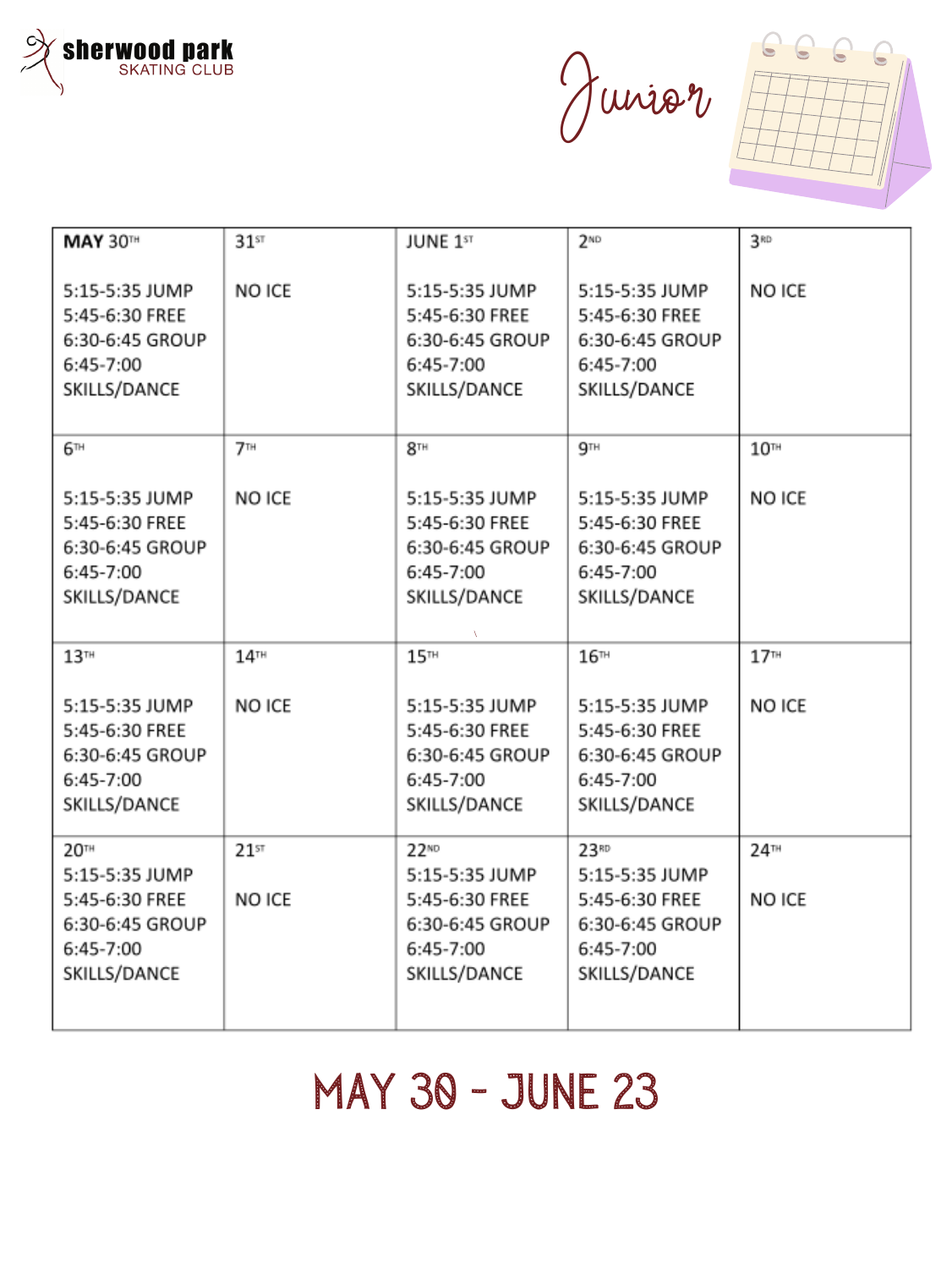sherwood park SKATING CLUB

# Junior

| MAY 30TH<br><br>5:15-5:35 JUMP<br>5:45-6:30 FREE<br>6:30-6:45 GROUP<br>6:45-7:00 SKILLS/DANCE | 31ST<br><br>NO ICE | JUNE 1ST<br><br>5:15-5:35 JUMP<br>5:45-6:30 FREE<br>6:30-6:45 GROUP<br>6:45-7:00 SKILLS/DANCE | 2ND<br><br>5:15-5:35 JUMP<br>5:45-6:30 FREE<br>6:30-6:45 GROUP<br>6:45-7:00 SKILLS/DANCE | 3RD<br><br>NO ICE |
|---|---|---|---|---|
| 6TH<br><br>5:15-5:35 JUMP<br>5:45-6:30 FREE<br>6:30-6:45 GROUP<br>6:45-7:00 SKILLS/DANCE | 7TH<br><br>NO ICE | 8TH<br><br>5:15-5:35 JUMP<br>5:45-6:30 FREE<br>6:30-6:45 GROUP<br>6:45-7:00 SKILLS/DANCE | 9TH<br><br>5:15-5:35 JUMP<br>5:45-6:30 FREE<br>6:30-6:45 GROUP<br>6:45-7:00 SKILLS/DANCE | 10TH<br><br>NO ICE |
| 13TH<br><br>5:15-5:35 JUMP<br>5:45-6:30 FREE<br>6:30-6:45 GROUP<br>6:45-7:00 SKILLS/DANCE | 14TH<br><br>NO ICE | 15TH<br><br>5:15-5:35 JUMP<br>5:45-6:30 FREE<br>6:30-6:45 GROUP<br>6:45-7:00 SKILLS/DANCE | 16TH<br><br>5:15-5:35 JUMP<br>5:45-6:30 FREE<br>6:30-6:45 GROUP<br>6:45-7:00 SKILLS/DANCE | 17TH<br><br>NO ICE |
| 20TH<br>5:15-5:35 JUMP<br>5:45-6:30 FREE<br>6:30-6:45 GROUP<br>6:45-7:00 SKILLS/DANCE | 21ST<br><br>NO ICE | 22ND<br>5:15-5:35 JUMP<br>5:45-6:30 FREE<br>6:30-6:45 GROUP<br>6:45-7:00 SKILLS/DANCE | 23RD<br>5:15-5:35 JUMP<br>5:45-6:30 FREE<br>6:30-6:45 GROUP<br>6:45-7:00 SKILLS/DANCE | 24TH<br><br>NO ICE |

## MAY 30 - JUNE 23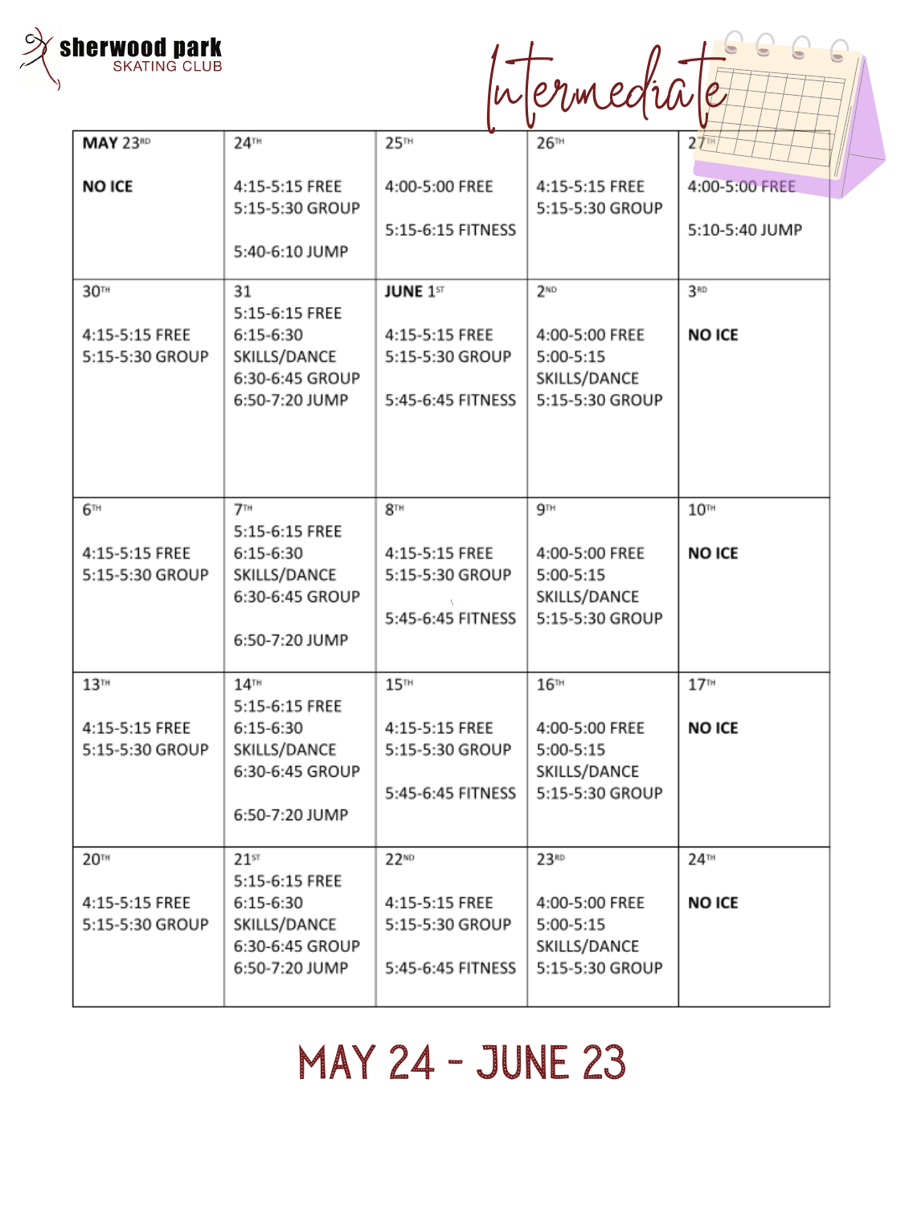sherwood park
SKATING CLUB

# Intermediate

| MAY 23RD<br><br>NO ICE | 24TH<br><br>4:15-5:15 FREE<br>5:15-5:30 GROUP<br><br>5:40-6:10 JUMP | 25TH<br><br>4:00-5:00 FREE<br><br>5:15-6:15 FITNESS | 26TH<br><br>4:15-5:15 FREE<br>5:15-5:30 GROUP | 27TH<br><br>4:00-5:00 FREE<br><br>5:10-5:40 JUMP |
|---|---|---|---|---|
| 30TH<br><br>4:15-5:15 FREE<br>5:15-5:30 GROUP | 31<br>5:15-6:15 FREE<br>6:15-6:30 SKILLS/DANCE<br>6:30-6:45 GROUP<br>6:50-7:20 JUMP | JUNE 1ST<br><br>4:15-5:15 FREE<br>5:15-5:30 GROUP<br><br>5:45-6:45 FITNESS | 2ND<br><br>4:00-5:00 FREE<br>5:00-5:15 SKILLS/DANCE<br>5:15-5:30 GROUP | 3RD<br><br>NO ICE |
| 6TH<br><br>4:15-5:15 FREE<br>5:15-5:30 GROUP | 7TH<br>5:15-6:15 FREE<br>6:15-6:30 SKILLS/DANCE<br>6:30-6:45 GROUP<br><br>6:50-7:20 JUMP | 8TH<br><br>4:15-5:15 FREE<br>5:15-5:30 GROUP<br><br>5:45-6:45 FITNESS | 9TH<br><br>4:00-5:00 FREE<br>5:00-5:15 SKILLS/DANCE<br>5:15-5:30 GROUP | 10TH<br><br>NO ICE |
| 13TH<br><br>4:15-5:15 FREE<br>5:15-5:30 GROUP | 14TH<br>5:15-6:15 FREE<br>6:15-6:30 SKILLS/DANCE<br>6:30-6:45 GROUP<br><br>6:50-7:20 JUMP | 15TH<br><br>4:15-5:15 FREE<br>5:15-5:30 GROUP<br><br>5:45-6:45 FITNESS | 16TH<br><br>4:00-5:00 FREE<br>5:00-5:15 SKILLS/DANCE<br>5:15-5:30 GROUP | 17TH<br><br>NO ICE |
| 20TH<br><br>4:15-5:15 FREE<br>5:15-5:30 GROUP | 21ST<br>5:15-6:15 FREE<br>6:15-6:30 SKILLS/DANCE<br>6:30-6:45 GROUP<br>6:50-7:20 JUMP | 22ND<br><br>4:15-5:15 FREE<br>5:15-5:30 GROUP<br><br>5:45-6:45 FITNESS | 23RD<br><br>4:00-5:00 FREE<br>5:00-5:15 SKILLS/DANCE<br>5:15-5:30 GROUP | 24TH<br><br>NO ICE |

## MAY 24 - JUNE 23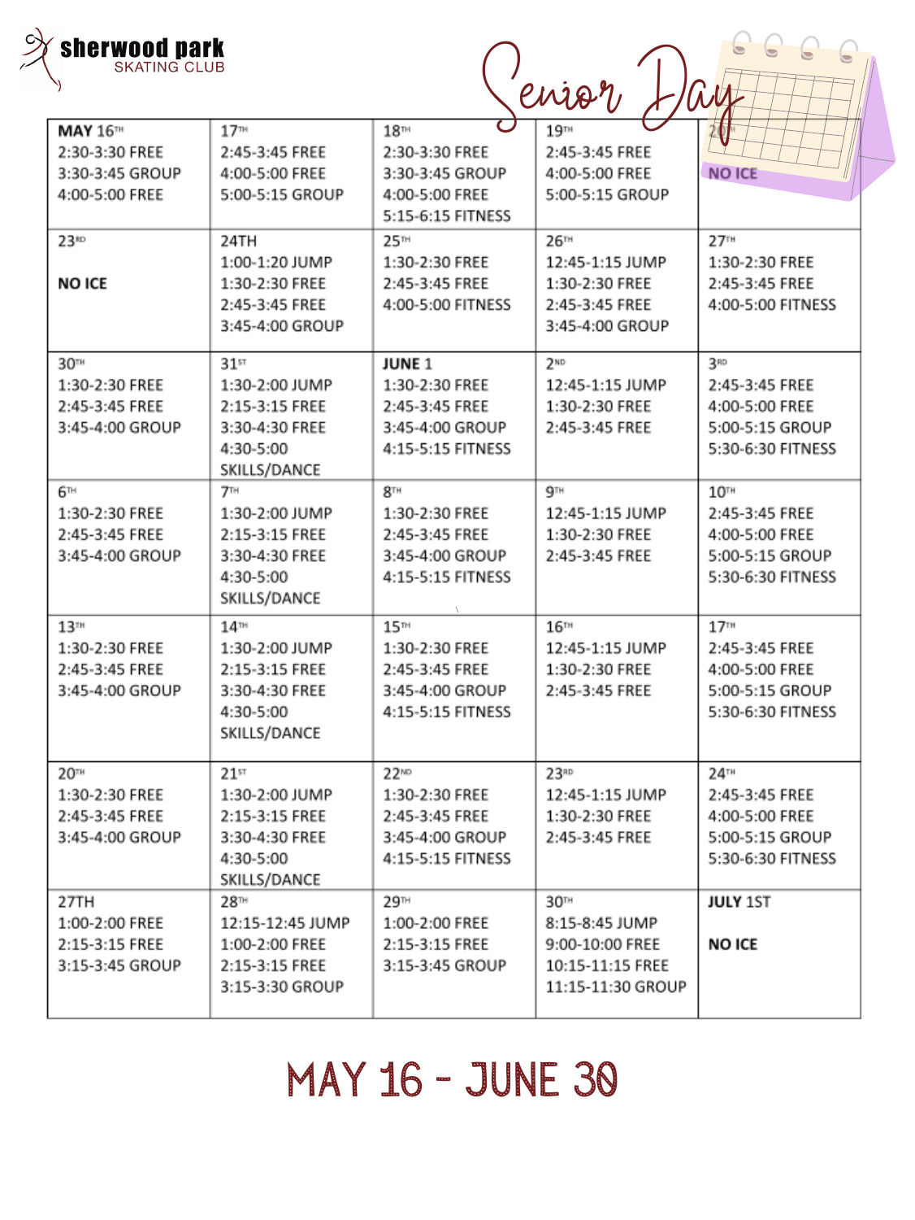sherwood park
SKATING CLUB

# Senior Day

| | | | | |
|---|---|---|---|---|
| MAY 16TH<br>2:30-3:30 FREE<br>3:30-3:45 GROUP<br>4:00-5:00 FREE | 17TH<br>2:45-3:45 FREE<br>4:00-5:00 FREE<br>5:00-5:15 GROUP | 18TH<br>2:30-3:30 FREE<br>3:30-3:45 GROUP<br>4:00-5:00 FREE<br>5:15-6:15 FITNESS | 19TH<br>2:45-3:45 FREE<br>4:00-5:00 FREE<br>5:00-5:15 GROUP | 20TH<br>NO ICE |
| 23RD<br>NO ICE | 24TH<br>1:00-1:20 JUMP<br>1:30-2:30 FREE<br>2:45-3:45 FREE<br>3:45-4:00 GROUP | 25TH<br>1:30-2:30 FREE<br>2:45-3:45 FREE<br>4:00-5:00 FITNESS | 26TH<br>12:45-1:15 JUMP<br>1:30-2:30 FREE<br>2:45-3:45 FREE<br>3:45-4:00 GROUP | 27TH<br>1:30-2:30 FREE<br>2:45-3:45 FREE<br>4:00-5:00 FITNESS |
| 30TH<br>1:30-2:30 FREE<br>2:45-3:45 FREE<br>3:45-4:00 GROUP | 31ST<br>1:30-2:00 JUMP<br>2:15-3:15 FREE<br>3:30-4:30 FREE<br>4:30-5:00 SKILLS/DANCE | JUNE 1<br>1:30-2:30 FREE<br>2:45-3:45 FREE<br>3:45-4:00 GROUP<br>4:15-5:15 FITNESS | 2ND<br>12:45-1:15 JUMP<br>1:30-2:30 FREE<br>2:45-3:45 FREE | 3RD<br>2:45-3:45 FREE<br>4:00-5:00 FREE<br>5:00-5:15 GROUP<br>5:30-6:30 FITNESS |
| 6TH<br>1:30-2:30 FREE<br>2:45-3:45 FREE<br>3:45-4:00 GROUP | 7TH<br>1:30-2:00 JUMP<br>2:15-3:15 FREE<br>3:30-4:30 FREE<br>4:30-5:00 SKILLS/DANCE | 8TH<br>1:30-2:30 FREE<br>2:45-3:45 FREE<br>3:45-4:00 GROUP<br>4:15-5:15 FITNESS | 9TH<br>12:45-1:15 JUMP<br>1:30-2:30 FREE<br>2:45-3:45 FREE | 10TH<br>2:45-3:45 FREE<br>4:00-5:00 FREE<br>5:00-5:15 GROUP<br>5:30-6:30 FITNESS |
| 13TH<br>1:30-2:30 FREE<br>2:45-3:45 FREE<br>3:45-4:00 GROUP | 14TH<br>1:30-2:00 JUMP<br>2:15-3:15 FREE<br>3:30-4:30 FREE<br>4:30-5:00 SKILLS/DANCE | 15TH<br>1:30-2:30 FREE<br>2:45-3:45 FREE<br>3:45-4:00 GROUP<br>4:15-5:15 FITNESS | 16TH<br>12:45-1:15 JUMP<br>1:30-2:30 FREE<br>2:45-3:45 FREE | 17TH<br>2:45-3:45 FREE<br>4:00-5:00 FREE<br>5:00-5:15 GROUP<br>5:30-6:30 FITNESS |
| 20TH<br>1:30-2:30 FREE<br>2:45-3:45 FREE<br>3:45-4:00 GROUP | 21ST<br>1:30-2:00 JUMP<br>2:15-3:15 FREE<br>3:30-4:30 FREE<br>4:30-5:00 SKILLS/DANCE | 22ND<br>1:30-2:30 FREE<br>2:45-3:45 FREE<br>3:45-4:00 GROUP<br>4:15-5:15 FITNESS | 23RD<br>12:45-1:15 JUMP<br>1:30-2:30 FREE<br>2:45-3:45 FREE | 24TH<br>2:45-3:45 FREE<br>4:00-5:00 FREE<br>5:00-5:15 GROUP<br>5:30-6:30 FITNESS |
| 27TH<br>1:00-2:00 FREE<br>2:15-3:15 FREE<br>3:15-3:45 GROUP | 28TH<br>12:15-12:45 JUMP<br>1:00-2:00 FREE<br>2:15-3:15 FREE<br>3:15-3:30 GROUP | 29TH<br>1:00-2:00 FREE<br>2:15-3:15 FREE<br>3:15-3:45 GROUP | 30TH<br>8:15-8:45 JUMP<br>9:00-10:00 FREE<br>10:15-11:15 FREE<br>11:15-11:30 GROUP | JULY 1ST<br>NO ICE |

## MAY 16 - JUNE 30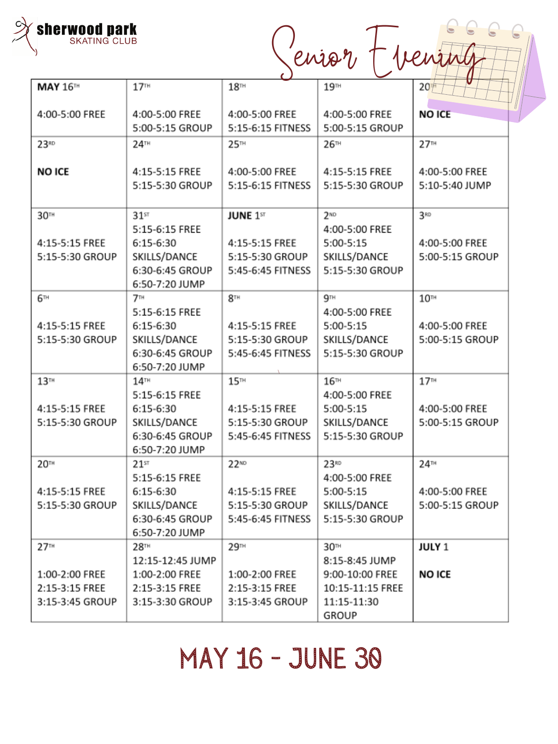sherwood park
SKATING CLUB

# Senior Evening

| | | | | |
|---|---|---|---|---|
| **MAY** 16TH<br><br>4:00-5:00 FREE | 17TH<br><br>4:00-5:00 FREE<br>5:00-5:15 GROUP | 18TH<br><br>4:00-5:00 FREE<br>5:15-6:15 FITNESS | 19TH<br><br>4:00-5:00 FREE<br>5:00-5:15 GROUP | 20TH<br><br>**NO ICE** |
| 23RD<br><br>**NO ICE** | 24TH<br><br>4:15-5:15 FREE<br>5:15-5:30 GROUP | 25TH<br><br>4:00-5:00 FREE<br>5:15-6:15 FITNESS | 26TH<br><br>4:15-5:15 FREE<br>5:15-5:30 GROUP | 27TH<br><br>4:00-5:00 FREE<br>5:10-5:40 JUMP |
| 30TH<br><br>4:15-5:15 FREE<br>5:15-5:30 GROUP | 31ST<br>5:15-6:15 FREE<br>6:15-6:30 SKILLS/DANCE<br>6:30-6:45 GROUP<br>6:50-7:20 JUMP | **JUNE** 1ST<br><br>4:15-5:15 FREE<br>5:15-5:30 GROUP<br>5:45-6:45 FITNESS | 2ND<br>4:00-5:00 FREE<br>5:00-5:15 SKILLS/DANCE<br>5:15-5:30 GROUP | 3RD<br><br>4:00-5:00 FREE<br>5:00-5:15 GROUP |
| 6TH<br><br>4:15-5:15 FREE<br>5:15-5:30 GROUP | 7TH<br>5:15-6:15 FREE<br>6:15-6:30 SKILLS/DANCE<br>6:30-6:45 GROUP<br>6:50-7:20 JUMP | 8TH<br><br>4:15-5:15 FREE<br>5:15-5:30 GROUP<br>5:45-6:45 FITNESS | 9TH<br>4:00-5:00 FREE<br>5:00-5:15 SKILLS/DANCE<br>5:15-5:30 GROUP | 10TH<br><br>4:00-5:00 FREE<br>5:00-5:15 GROUP |
| 13TH<br><br>4:15-5:15 FREE<br>5:15-5:30 GROUP | 14TH<br>5:15-6:15 FREE<br>6:15-6:30 SKILLS/DANCE<br>6:30-6:45 GROUP<br>6:50-7:20 JUMP | 15TH<br><br>4:15-5:15 FREE<br>5:15-5:30 GROUP<br>5:45-6:45 FITNESS | 16TH<br>4:00-5:00 FREE<br>5:00-5:15 SKILLS/DANCE<br>5:15-5:30 GROUP | 17TH<br><br>4:00-5:00 FREE<br>5:00-5:15 GROUP |
| 20TH<br><br>4:15-5:15 FREE<br>5:15-5:30 GROUP | 21ST<br>5:15-6:15 FREE<br>6:15-6:30 SKILLS/DANCE<br>6:30-6:45 GROUP<br>6:50-7:20 JUMP | 22ND<br><br>4:15-5:15 FREE<br>5:15-5:30 GROUP<br>5:45-6:45 FITNESS | 23RD<br>4:00-5:00 FREE<br>5:00-5:15 SKILLS/DANCE<br>5:15-5:30 GROUP | 24TH<br><br>4:00-5:00 FREE<br>5:00-5:15 GROUP |
| 27TH<br><br>1:00-2:00 FREE<br>2:15-3:15 FREE<br>3:15-3:45 GROUP | 28TH<br>12:15-12:45 JUMP<br>1:00-2:00 FREE<br>2:15-3:15 FREE<br>3:15-3:30 GROUP | 29TH<br><br>1:00-2:00 FREE<br>2:15-3:15 FREE<br>3:15-3:45 GROUP | 30TH<br>8:15-8:45 JUMP<br>9:00-10:00 FREE<br>10:15-11:15 FREE<br>11:15-11:30 GROUP | **JULY** 1<br><br>**NO ICE** |

## MAY 16 - JUNE 30